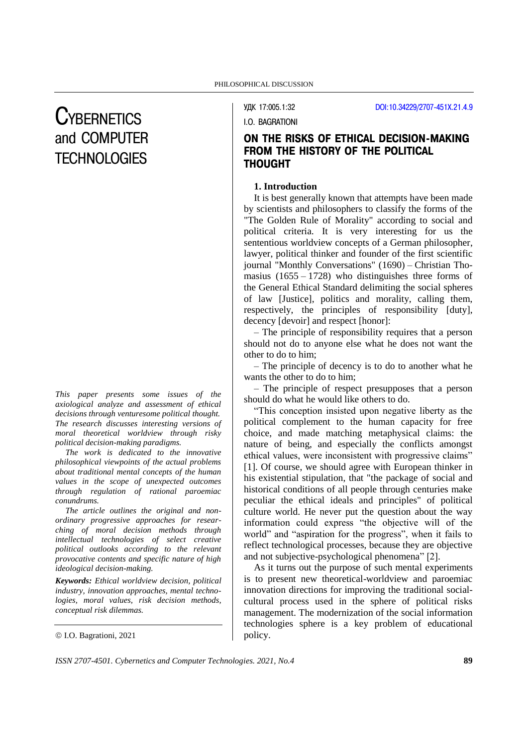# CYBERNETICS and COMPUTER TECHNOLOGIES

УДК 17:005.1:32

DOI:10.34229/2707-451X.21.4.9

I.O. BAGRATIONI

## ON THE RISKS OF ETHICAL DECISION-MAKING FROM THE HISTORY OF THE POLITICAL THOUGHT

*This paper presents some issues of the axiological analyze and assessment of ethical decisions through venturesome political thought. The research discusses interesting versions of moral theoretical worldview through risky political decision-making paradigms.*

*The work is dedicated to the innovative philosophical viewpoints of the actual problems about traditional mental concepts of the human values in the scope of unexpected outcomes through regulation of rational paroemiac conundrums.*

*The article outlines the original and non-ordinary progressive approaches for researching of moral decision methods through intellectual technologies of select creative political outlooks according to the relevant provocative contents and specific nature of high ideological decision-making.*

***Keywords:*** *Ethical worldview decision, political industry, innovation approaches, mental technologies, moral values, risk decision methods, conceptual risk dilemmas.*

© I.O. Bagrationi, 2021

### 1. Introduction

It is best generally known that attempts have been made by scientists and philosophers to classify the forms of the "The Golden Rule of Morality" according to social and political criteria. It is very interesting for us the sententious worldview concepts of a German philosopher, lawyer, political thinker and founder of the first scientific journal "Monthly Conversations" (1690) – Christian Thomasius (1655 – 1728) who distinguishes three forms of the General Ethical Standard delimiting the social spheres of law [Justice], politics and morality, calling them, respectively, the principles of responsibility [duty], decency [devoir] and respect [honor]:

– The principle of responsibility requires that a person should not do to anyone else what he does not want the other to do to him;

– The principle of decency is to do to another what he wants the other to do to him;

– The principle of respect presupposes that a person should do what he would like others to do.

"This conception insisted upon negative liberty as the political complement to the human capacity for free choice, and made matching metaphysical claims: the nature of being, and especially the conflicts amongst ethical values, were inconsistent with progressive claims" [1]. Of course, we should agree with European thinker in his existential stipulation, that "the package of social and historical conditions of all people through centuries make peculiar the ethical ideals and principles" of political culture world. He never put the question about the way information could express "the objective will of the world" and "aspiration for the progress", when it fails to reflect technological processes, because they are objective and not subjective-psychological phenomena" [2].

As it turns out the purpose of such mental experiments is to present new theoretical-worldview and paroemiac innovation directions for improving the traditional social-cultural process used in the sphere of political risks management. The modernization of the social information technologies sphere is a key problem of educational policy.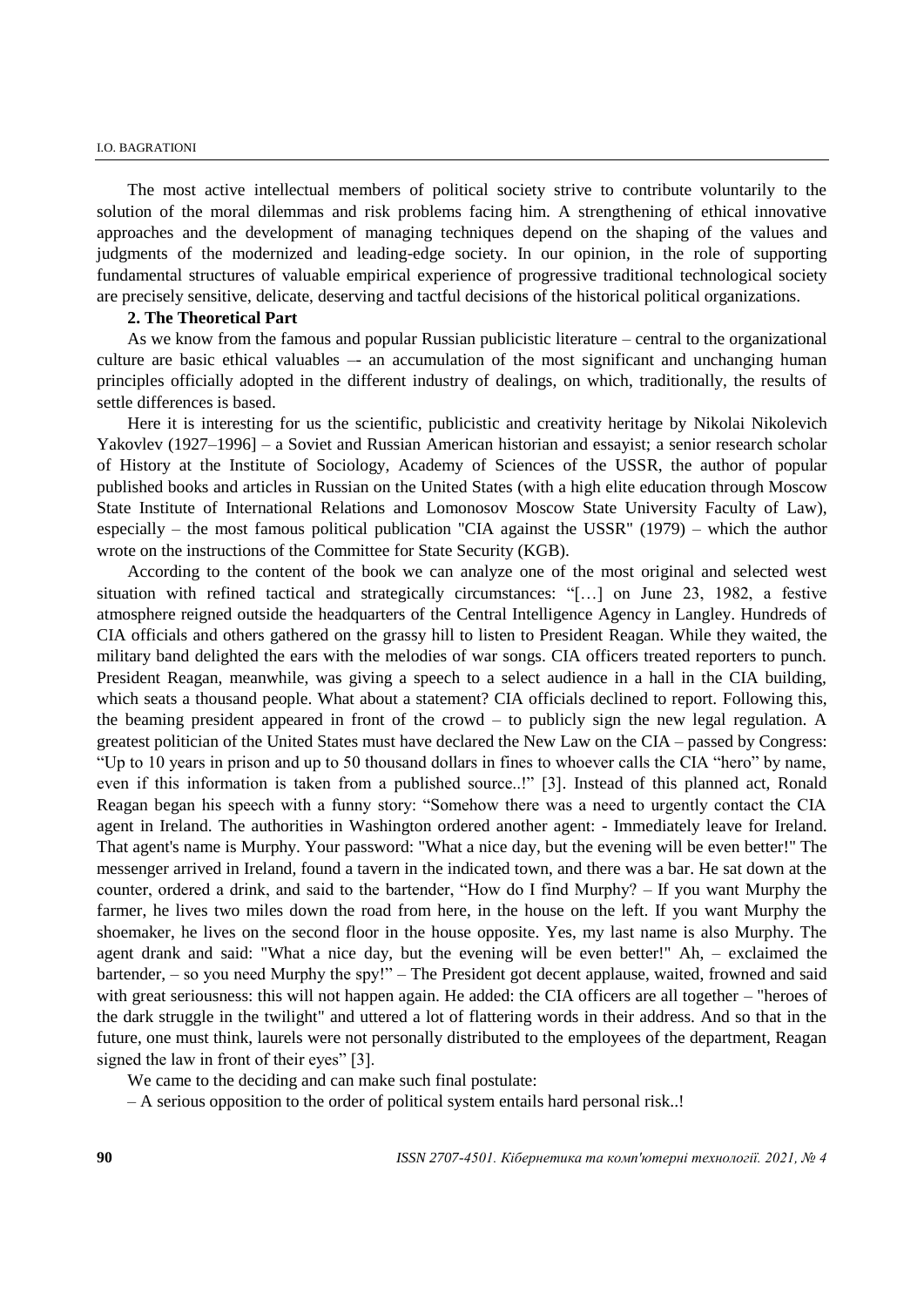The most active intellectual members of political society strive to contribute voluntarily to the solution of the moral dilemmas and risk problems facing him. A strengthening of ethical innovative approaches and the development of managing techniques depend on the shaping of the values and judgments of the modernized and leading-edge society. In our opinion, in the role of supporting fundamental structures of valuable empirical experience of progressive traditional technological society are precisely sensitive, delicate, deserving and tactful decisions of the historical political organizations.

## 2. The Theoretical Part

As we know from the famous and popular Russian publicistic literature – central to the organizational culture are basic ethical valuables –- an accumulation of the most significant and unchanging human principles officially adopted in the different industry of dealings, on which, traditionally, the results of settle differences is based.

Here it is interesting for us the scientific, publicistic and creativity heritage by Nikolai Nikolevich Yakovlev (1927–1996] – a Soviet and Russian American historian and essayist; a senior research scholar of History at the Institute of Sociology, Academy of Sciences of the USSR, the author of popular published books and articles in Russian on the United States (with a high elite education through Moscow State Institute of International Relations and Lomonosov Moscow State University Faculty of Law), especially – the most famous political publication "CIA against the USSR" (1979) – which the author wrote on the instructions of the Committee for State Security (KGB).

According to the content of the book we can analyze one of the most original and selected west situation with refined tactical and strategically circumstances: "[…] on June 23, 1982, a festive atmosphere reigned outside the headquarters of the Central Intelligence Agency in Langley. Hundreds of CIA officials and others gathered on the grassy hill to listen to President Reagan. While they waited, the military band delighted the ears with the melodies of war songs. CIA officers treated reporters to punch. President Reagan, meanwhile, was giving a speech to a select audience in a hall in the CIA building, which seats a thousand people. What about a statement? CIA officials declined to report. Following this, the beaming president appeared in front of the crowd – to publicly sign the new legal regulation. A greatest politician of the United States must have declared the New Law on the CIA – passed by Congress: "Up to 10 years in prison and up to 50 thousand dollars in fines to whoever calls the CIA "hero" by name, even if this information is taken from a published source..!" [3]. Instead of this planned act, Ronald Reagan began his speech with a funny story: "Somehow there was a need to urgently contact the CIA agent in Ireland. The authorities in Washington ordered another agent: - Immediately leave for Ireland. That agent's name is Murphy. Your password: "What a nice day, but the evening will be even better!" The messenger arrived in Ireland, found a tavern in the indicated town, and there was a bar. He sat down at the counter, ordered a drink, and said to the bartender, "How do I find Murphy? – If you want Murphy the farmer, he lives two miles down the road from here, in the house on the left. If you want Murphy the shoemaker, he lives on the second floor in the house opposite. Yes, my last name is also Murphy. The agent drank and said: "What a nice day, but the evening will be even better!" Ah, – exclaimed the bartender, – so you need Murphy the spy!" – The President got decent applause, waited, frowned and said with great seriousness: this will not happen again. He added: the CIA officers are all together – "heroes of the dark struggle in the twilight" and uttered a lot of flattering words in their address. And so that in the future, one must think, laurels were not personally distributed to the employees of the department, Reagan signed the law in front of their eyes" [3].

We came to the deciding and can make such final postulate:

– A serious opposition to the order of political system entails hard personal risk..!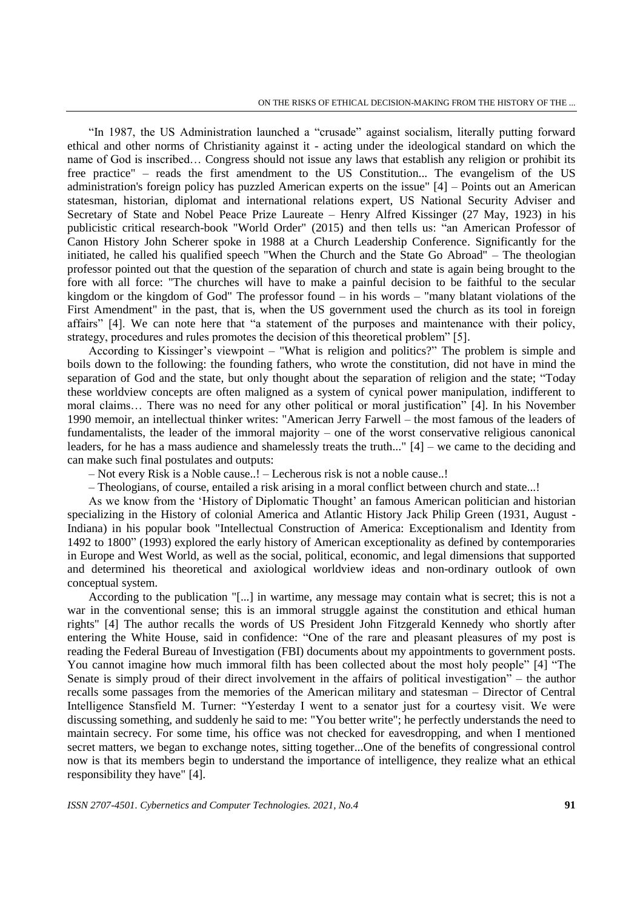"In 1987, the US Administration launched a "crusade" against socialism, literally putting forward ethical and other norms of Christianity against it - acting under the ideological standard on which the name of God is inscribed… Congress should not issue any laws that establish any religion or prohibit its free practice" – reads the first amendment to the US Constitution... The evangelism of the US administration's foreign policy has puzzled American experts on the issue" [4] – Points out an American statesman, historian, diplomat and international relations expert, US National Security Adviser and Secretary of State and Nobel Peace Prize Laureate – Henry Alfred Kissinger (27 May, 1923) in his publicistic critical research-book "World Order" (2015) and then tells us: "an American Professor of Canon History John Scherer spoke in 1988 at a Church Leadership Conference. Significantly for the initiated, he called his qualified speech "When the Church and the State Go Abroad" – The theologian professor pointed out that the question of the separation of church and state is again being brought to the fore with all force: "The churches will have to make a painful decision to be faithful to the secular kingdom or the kingdom of God" The professor found – in his words – "many blatant violations of the First Amendment" in the past, that is, when the US government used the church as its tool in foreign affairs" [4]. We can note here that "a statement of the purposes and maintenance with their policy, strategy, procedures and rules promotes the decision of this theoretical problem" [5].

According to Kissinger's viewpoint – "What is religion and politics?" The problem is simple and boils down to the following: the founding fathers, who wrote the constitution, did not have in mind the separation of God and the state, but only thought about the separation of religion and the state; "Today these worldview concepts are often maligned as a system of cynical power manipulation, indifferent to moral claims… There was no need for any other political or moral justification" [4]. In his November 1990 memoir, an intellectual thinker writes: "American Jerry Farwell – the most famous of the leaders of fundamentalists, the leader of the immoral majority – one of the worst conservative religious canonical leaders, for he has a mass audience and shamelessly treats the truth..." [4] – we came to the deciding and can make such final postulates and outputs:

– Not every Risk is a Noble cause..! – Lecherous risk is not a noble cause..!

– Theologians, of course, entailed a risk arising in a moral conflict between church and state...!

As we know from the 'History of Diplomatic Thought' an famous American politician and historian specializing in the History of colonial America and Atlantic History Jack Philip Green (1931, August - Indiana) in his popular book "Intellectual Construction of America: Exceptionalism and Identity from 1492 to 1800" (1993) explored the early history of American exceptionality as defined by contemporaries in Europe and West World, as well as the social, political, economic, and legal dimensions that supported and determined his theoretical and axiological worldview ideas and non-ordinary outlook of own conceptual system.

According to the publication "[...] in wartime, any message may contain what is secret; this is not a war in the conventional sense; this is an immoral struggle against the constitution and ethical human rights" [4] The author recalls the words of US President John Fitzgerald Kennedy who shortly after entering the White House, said in confidence: "One of the rare and pleasant pleasures of my post is reading the Federal Bureau of Investigation (FBI) documents about my appointments to government posts. You cannot imagine how much immoral filth has been collected about the most holy people" [4] "The Senate is simply proud of their direct involvement in the affairs of political investigation" – the author recalls some passages from the memories of the American military and statesman – Director of Central Intelligence Stansfield M. Turner: "Yesterday I went to a senator just for a courtesy visit. We were discussing something, and suddenly he said to me: "You better write"; he perfectly understands the need to maintain secrecy. For some time, his office was not checked for eavesdropping, and when I mentioned secret matters, we began to exchange notes, sitting together...One of the benefits of congressional control now is that its members begin to understand the importance of intelligence, they realize what an ethical responsibility they have" [4].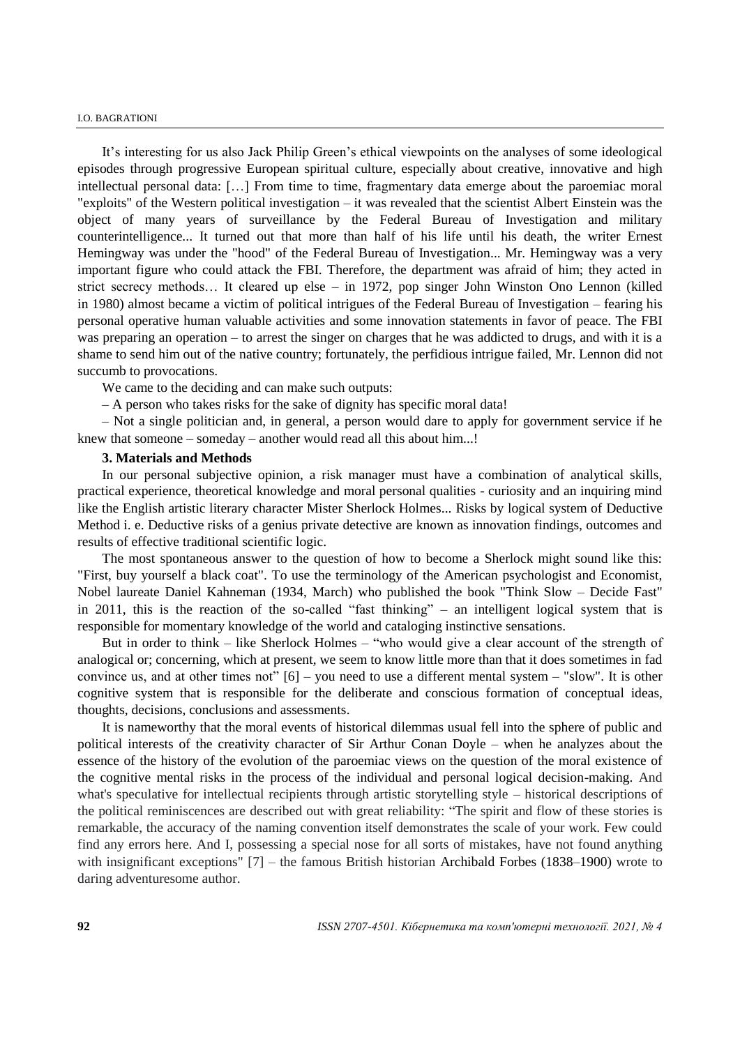It's interesting for us also Jack Philip Green's ethical viewpoints on the analyses of some ideological episodes through progressive European spiritual culture, especially about creative, innovative and high intellectual personal data: […] From time to time, fragmentary data emerge about the paroemiac moral "exploits" of the Western political investigation – it was revealed that the scientist Albert Einstein was the object of many years of surveillance by the Federal Bureau of Investigation and military counterintelligence... It turned out that more than half of his life until his death, the writer Ernest Hemingway was under the "hood" of the Federal Bureau of Investigation... Mr. Hemingway was a very important figure who could attack the FBI. Therefore, the department was afraid of him; they acted in strict secrecy methods… It cleared up else – in 1972, pop singer John Winston Ono Lennon (killed in 1980) almost became a victim of political intrigues of the Federal Bureau of Investigation – fearing his personal operative human valuable activities and some innovation statements in favor of peace. The FBI was preparing an operation – to arrest the singer on charges that he was addicted to drugs, and with it is a shame to send him out of the native country; fortunately, the perfidious intrigue failed, Mr. Lennon did not succumb to provocations.

We came to the deciding and can make such outputs:

– A person who takes risks for the sake of dignity has specific moral data!

– Not a single politician and, in general, a person would dare to apply for government service if he knew that someone – someday – another would read all this about him...!

### 3. Materials and Methods

In our personal subjective opinion, a risk manager must have a combination of analytical skills, practical experience, theoretical knowledge and moral personal qualities - curiosity and an inquiring mind like the English artistic literary character Mister Sherlock Holmes... Risks by logical system of Deductive Method i. e. Deductive risks of a genius private detective are known as innovation findings, outcomes and results of effective traditional scientific logic.

The most spontaneous answer to the question of how to become a Sherlock might sound like this: "First, buy yourself a black coat". To use the terminology of the American psychologist and Economist, Nobel laureate Daniel Kahneman (1934, March) who published the book "Think Slow – Decide Fast" in 2011, this is the reaction of the so-called "fast thinking" – an intelligent logical system that is responsible for momentary knowledge of the world and cataloging instinctive sensations.

But in order to think – like Sherlock Holmes – "who would give a clear account of the strength of analogical or; concerning, which at present, we seem to know little more than that it does sometimes in fad convince us, and at other times not" [6] – you need to use a different mental system – "slow". It is other cognitive system that is responsible for the deliberate and conscious formation of conceptual ideas, thoughts, decisions, conclusions and assessments.

It is nameworthy that the moral events of historical dilemmas usual fell into the sphere of public and political interests of the creativity character of Sir Arthur Conan Doyle – when he analyzes about the essence of the history of the evolution of the paroemiac views on the question of the moral existence of the cognitive mental risks in the process of the individual and personal logical decision-making. And what's speculative for intellectual recipients through artistic storytelling style – historical descriptions of the political reminiscences are described out with great reliability: "The spirit and flow of these stories is remarkable, the accuracy of the naming convention itself demonstrates the scale of your work. Few could find any errors here. And I, possessing a special nose for all sorts of mistakes, have not found anything with insignificant exceptions" [7] – the famous British historian Archibald Forbes (1838–1900) wrote to daring adventuresome author.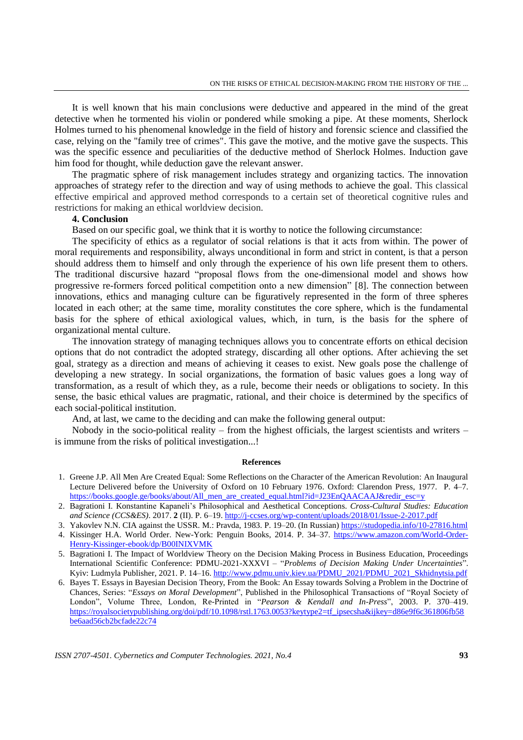It is well known that his main conclusions were deductive and appeared in the mind of the great detective when he tormented his violin or pondered while smoking a pipe. At these moments, Sherlock Holmes turned to his phenomenal knowledge in the field of history and forensic science and classified the case, relying on the "family tree of crimes". This gave the motive, and the motive gave the suspects. This was the specific essence and peculiarities of the deductive method of Sherlock Holmes. Induction gave him food for thought, while deduction gave the relevant answer.

The pragmatic sphere of risk management includes strategy and organizing tactics. The innovation approaches of strategy refer to the direction and way of using methods to achieve the goal. This classical effective empirical and approved method corresponds to a certain set of theoretical cognitive rules and restrictions for making an ethical worldview decision.

## 4. Conclusion

Based on our specific goal, we think that it is worthy to notice the following circumstance:

The specificity of ethics as a regulator of social relations is that it acts from within. The power of moral requirements and responsibility, always unconditional in form and strict in content, is that a person should address them to himself and only through the experience of his own life present them to others. The traditional discursive hazard "proposal flows from the one-dimensional model and shows how progressive re-formers forced political competition onto a new dimension" [8]. The connection between innovations, ethics and managing culture can be figuratively represented in the form of three spheres located in each other; at the same time, morality constitutes the core sphere, which is the fundamental basis for the sphere of ethical axiological values, which, in turn, is the basis for the sphere of organizational mental culture.

The innovation strategy of managing techniques allows you to concentrate efforts on ethical decision options that do not contradict the adopted strategy, discarding all other options. After achieving the set goal, strategy as a direction and means of achieving it ceases to exist. New goals pose the challenge of developing a new strategy. In social organizations, the formation of basic values goes a long way of transformation, as a result of which they, as a rule, become their needs or obligations to society. In this sense, the basic ethical values are pragmatic, rational, and their choice is determined by the specifics of each social-political institution.

And, at last, we came to the deciding and can make the following general output:

Nobody in the socio-political reality – from the highest officials, the largest scientists and writers – is immune from the risks of political investigation...!

## References

1. Greene J.P. All Men Are Created Equal: Some Reflections on the Character of the American Revolution: An Inaugural Lecture Delivered before the University of Oxford on 10 February 1976. Oxford: Clarendon Press, 1977. P. 4–7. https://books.google.ge/books/about/All_men_are_created_equal.html?id=J23EnQAACAAJ&redir_esc=y
2. Bagrationi I. Konstantine Kapaneli's Philosophical and Aesthetical Conceptions. *Cross-Cultural Studies: Education and Science (CCS&ES)*. 2017. **2** (II). P. 6–19. http://j-ccses.org/wp-content/uploads/2018/01/Issue-2-2017.pdf
3. Yakovlev N.N. CIA against the USSR. M.: Pravda, 1983. P. 19–20. (In Russian) https://studopedia.info/10-27816.html
4. Kissinger H.A. World Order. New-York: Penguin Books, 2014. P. 34–37. https://www.amazon.com/World-Order-Henry-Kissinger-ebook/dp/B00INIXVMK
5. Bagrationi I. The Impact of Worldview Theory on the Decision Making Process in Business Education, Proceedings International Scientific Conference: PDMU-2021-XXXVI – "*Problems of Decision Making Under Uncertainties*". Kyiv: Ludmyla Publisher, 2021. P. 14–16. http://www.pdmu.univ.kiev.ua/PDMU_2021/PDMU_2021_Skhidnytsia.pdf
6. Bayes T. Essays in Bayesian Decision Theory, From the Book: An Essay towards Solving a Problem in the Doctrine of Chances, Series: "*Essays on Moral Development*", Published in the Philosophical Transactions of "Royal Society of London", Volume Three, London, Re-Printed in "*Pearson & Kendall and In-Press*", 2003. P. 370–419. https://royalsocietypublishing.org/doi/pdf/10.1098/rstl.1763.0053?keytype2=tf_ipsecsha&ijkey=d86e9f6c361806fb58be6aad56cb2bcfade22c74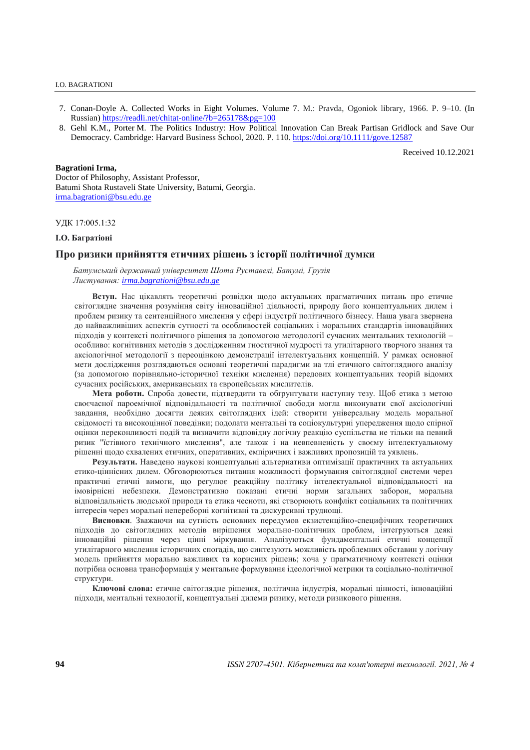7. Conan-Doyle A. Collected Works in Eight Volumes. Volume 7. M.: Pravda, Ogoniok library, 1966. P. 9–10. (In Russian) https://readli.net/chitat-online/?b=265178&pg=100
8. Gehl K.M., Porter M. The Politics Industry: How Political Innovation Can Break Partisan Gridlock and Save Our Democracy. Cambridge: Harvard Business School, 2020. P. 110. https://doi.org/10.1111/gove.12587

Received 10.12.2021

**Bagrationi Irma,**
Doctor of Philosophy, Assistant Professor,
Batumi Shota Rustaveli State University, Batumi, Georgia.
irma.bagrationi@bsu.edu.ge

УДК 17:005.1:32

**І.О. Багратіоні**

## Про ризики прийняття етичних рішень з історії політичної думки

*Батумський державний університет Шота Руставелі, Батумі, Грузія*
*Листування: irma.bagrationi@bsu.edu.ge*

**Вступ.** Нас цікавлять теоретичні розвідки щодо актуальних прагматичних питань про етичне світоглядне значення розуміння світу інноваційної діяльності, природу його концептуальних дилем і проблем ризику та сентенційного мислення у сфері індустрії політичного бізнесу. Наша увага звернена до найважливіших аспектів сутності та особливостей соціальних і моральних стандартів інноваційних підходів у контексті політичного рішення за допомогою методології сучасних ментальних технологій – особливо: когнітивних методів з дослідженням гностичної мудрості та утилітарного творчого знання та аксіологічної методології з переоцінкою демонстрації інтелектуальних концепцій. У рамках основної мети дослідження розглядаються основні теоретичні парадигми на тлі етичного світоглядного аналізу (за допомогою порівняльно-історичної техніки мислення) передових концептуальних теорій відомих сучасних російських, американських та європейських мислителів.

**Мета роботи.** Спроба довести, підтвердити та обґрунтувати наступну тезу. Щоб етика з метою своєчасної пароемічної відповідальності та політичної свободи могла виконувати свої аксіологічні завдання, необхідно досягти деяких світоглядних ідей: створити універсальну модель моральної свідомості та високоцінної поведінки; подолати ментальні та соціокультурні упередження щодо спірної оцінки переконливості подій та визначити відповідну логічну реакцію суспільства не тільки на певний ризик "їстівного технічного мислення", але також і на невпевненість у своєму інтелектуальному рішенні щодо схвалених етичних, оперативних, емпіричних і важливих пропозицій та уявлень.

**Результати.** Наведено наукові концептуальні альтернативи оптимізації практичних та актуальних етико-ціннісних дилем. Обговорюються питання можливості формування світоглядної системи через практичні етичні вимоги, що регулює реакційну політику інтелектуальної відповідальності на імовірнісні небезпеки. Демонстративно показані етичні норми загальних заборон, моральна відповідальність людської природи та етика чесноти, які створюють конфлікт соціальних та політичних інтересів через моральні непереборні когнітивні та дискурсивні труднощі.

**Висновки**. Зважаючи на сутність основних передумов екзистенційно-специфічних теоретичних підходів до світоглядних методів вирішення морально-політичних проблем, інтегруються деякі інноваційні рішення через цінні міркування. Аналізуються фундаментальні етичні концепції утилітарного мислення історичних спогадів, що синтезують можливість проблемних обставин у логічну модель прийняття морально важливих та корисних рішень; хоча у прагматичному контексті оцінки потрібна основна трансформація у ментальне формування ідеологічної метрики та соціально-політичної структури.

**Ключові слова:** етичне світоглядне рішення, політична індустрія, моральні цінності, інноваційні підходи, ментальні технології, концептуальні дилеми ризику, методи ризикового рішення.